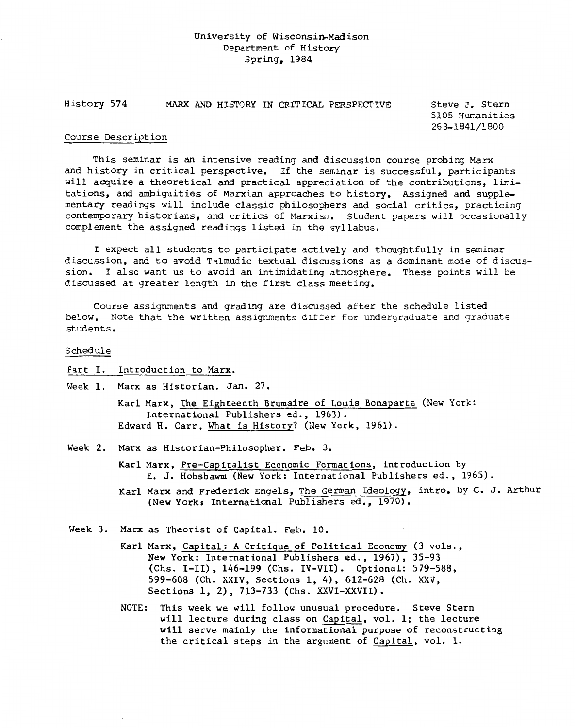University of Wisconsin-Madison
Department of History
Spring, 1984

History 574 **MARX AND HISTORY IN CRITICAL PERSPECTIVE** Steve J. Stern
5105 Humanities
263-1841/1800

## Course Description

This seminar is an intensive reading and discussion course probing Marx and history in critical perspective. If the seminar is successful, participants will acquire a theoretical and practical appreciation of the contributions, limitations, and ambiguities of Marxian approaches to history. Assigned and supplementary readings will include classic philosophers and social critics, practicing contemporary historians, and critics of Marxism. Student papers will occasionally complement the assigned readings listed in the syllabus.

I expect all students to participate actively and thoughtfully in seminar discussion, and to avoid Talmudic textual discussions as a dominant mode of discussion. I also want us to avoid an intimidating atmosphere. These points will be discussed at greater length in the first class meeting.

Course assignments and grading are discussed after the schedule listed below. Note that the written assignments differ for undergraduate and graduate students.

## Schedule

### Part I. Introduction to Marx.

Week 1. Marx as Historian. Jan. 27.

- Karl Marx, *The Eighteenth Brumaire of Louis Bonaparte* (New York: International Publishers ed., 1963).
- Edward H. Carr, *What is History?* (New York, 1961).

Week 2. Marx as Historian-Philosopher. Feb. 3.

- Karl Marx, *Pre-Capitalist Economic Formations*, introduction by E. J. Hobsbawm (New York: International Publishers ed., 1965).
- Karl Marx and Frederick Engels, *The German Ideology*, intro. by C. J. Arthur (New York: International Publishers ed., 1970).

Week 3. Marx as Theorist of Capital. Feb. 10.

- Karl Marx, *Capital: A Critique of Political Economy* (3 vols., New York: International Publishers ed., 1967), 35-93 (Chs. I-II), 146-199 (Chs. IV-VII). Optional: 579-588, 599-608 (Ch. XXIV, Sections 1, 4), 612-628 (Ch. XXV, Sections 1, 2), 713-733 (Chs. XXVI-XXVII).

NOTE: This week we will follow unusual procedure. Steve Stern will lecture during class on *Capital*, vol. 1; the lecture will serve mainly the informational purpose of reconstructing the critical steps in the argument of *Capital*, vol. 1.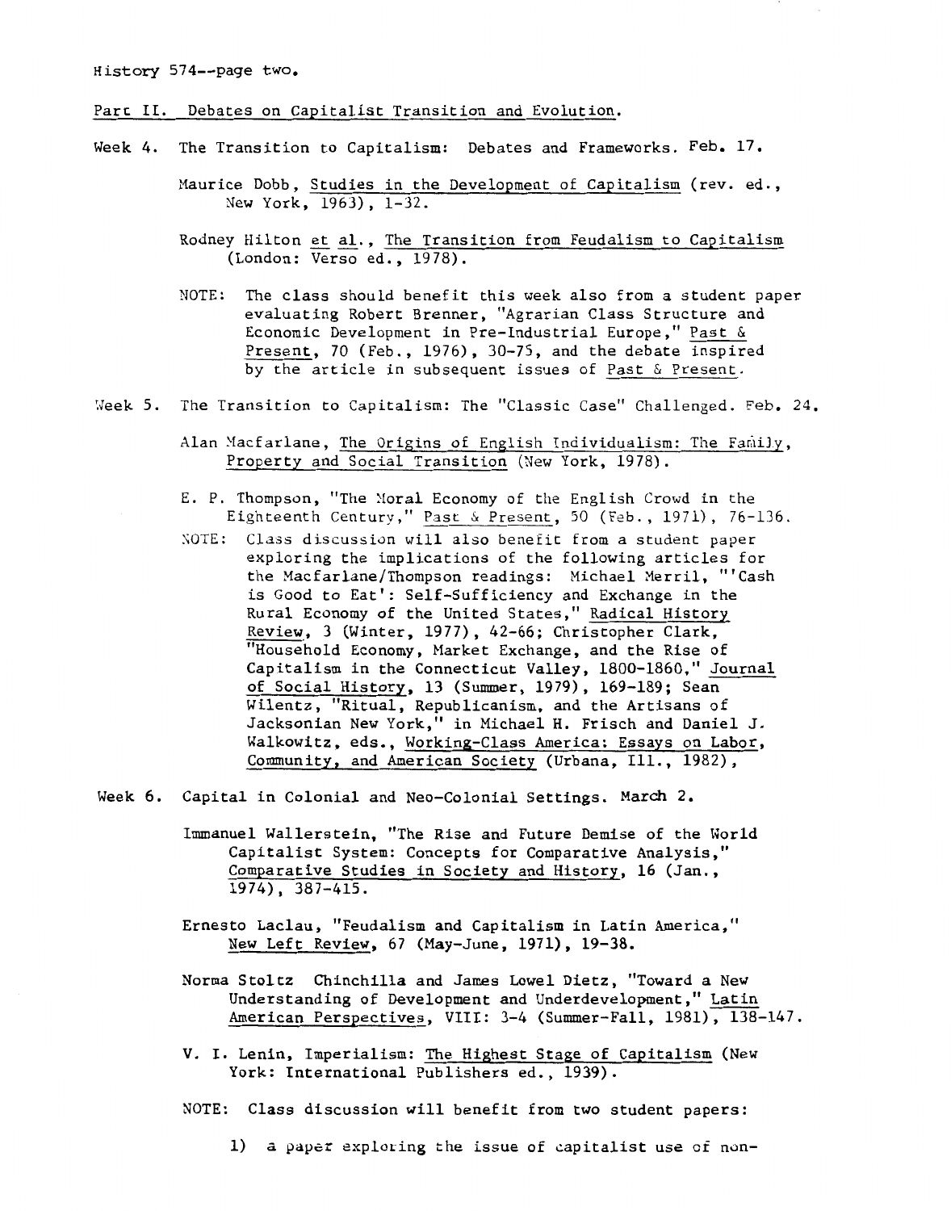Part II. Debates on Capitalist Transition and Evolution.

Week 4. The Transition to Capitalism: Debates and Frameworks. Feb. 17.

Maurice Dobb, Studies in the Development of Capitalism (rev. ed., New York, 1963), 1-32.

Rodney Hilton et al., The Transition from Feudalism to Capitalism (London: Verso ed., 1978).

NOTE: The class should benefit this week also from a student paper evaluating Robert Brenner, "Agrarian Class Structure and Economic Development in Pre-Industrial Europe," Past & Present, 70 (Feb., 1976), 30-75, and the debate inspired by the article in subsequent issues of Past & Present.

Week 5. The Transition to Capitalism: The "Classic Case" Challenged. Feb. 24.

Alan Macfarlane, The Origins of English Individualism: The Family, Property and Social Transition (New York, 1978).

E. P. Thompson, "The Moral Economy of the English Crowd in the Eighteenth Century," Past & Present, 50 (Feb., 1971), 76-136.

NOTE: Class discussion will also benefit from a student paper exploring the implications of the following articles for the Macfarlane/Thompson readings: Michael Merril, "'Cash is Good to Eat': Self-Sufficiency and Exchange in the Rural Economy of the United States," Radical History Review, 3 (Winter, 1977), 42-66; Christopher Clark, "Household Economy, Market Exchange, and the Rise of Capitalism in the Connecticut Valley, 1800-1860," Journal of Social History, 13 (Summer, 1979), 169-189; Sean Wilentz, "Ritual, Republicanism, and the Artisans of Jacksonian New York," in Michael H. Frisch and Daniel J. Walkowitz, eds., Working-Class America: Essays on Labor, Community, and American Society (Urbana, Ill., 1982),

Week 6. Capital in Colonial and Neo-Colonial Settings. March 2.

Immanuel Wallerstein, "The Rise and Future Demise of the World Capitalist System: Concepts for Comparative Analysis," Comparative Studies in Society and History, 16 (Jan., 1974), 387-415.

Ernesto Laclau, "Feudalism and Capitalism in Latin America," New Left Review, 67 (May-June, 1971), 19-38.

Norma Stoltz Chinchilla and James Lowel Dietz, "Toward a New Understanding of Development and Underdevelopment," Latin American Perspectives, VIII: 3-4 (Summer-Fall, 1981), 138-147.

V. I. Lenin, Imperialism: The Highest Stage of Capitalism (New York: International Publishers ed., 1939).

NOTE: Class discussion will benefit from two student papers:

1) a paper exploring the issue of capitalist use of non-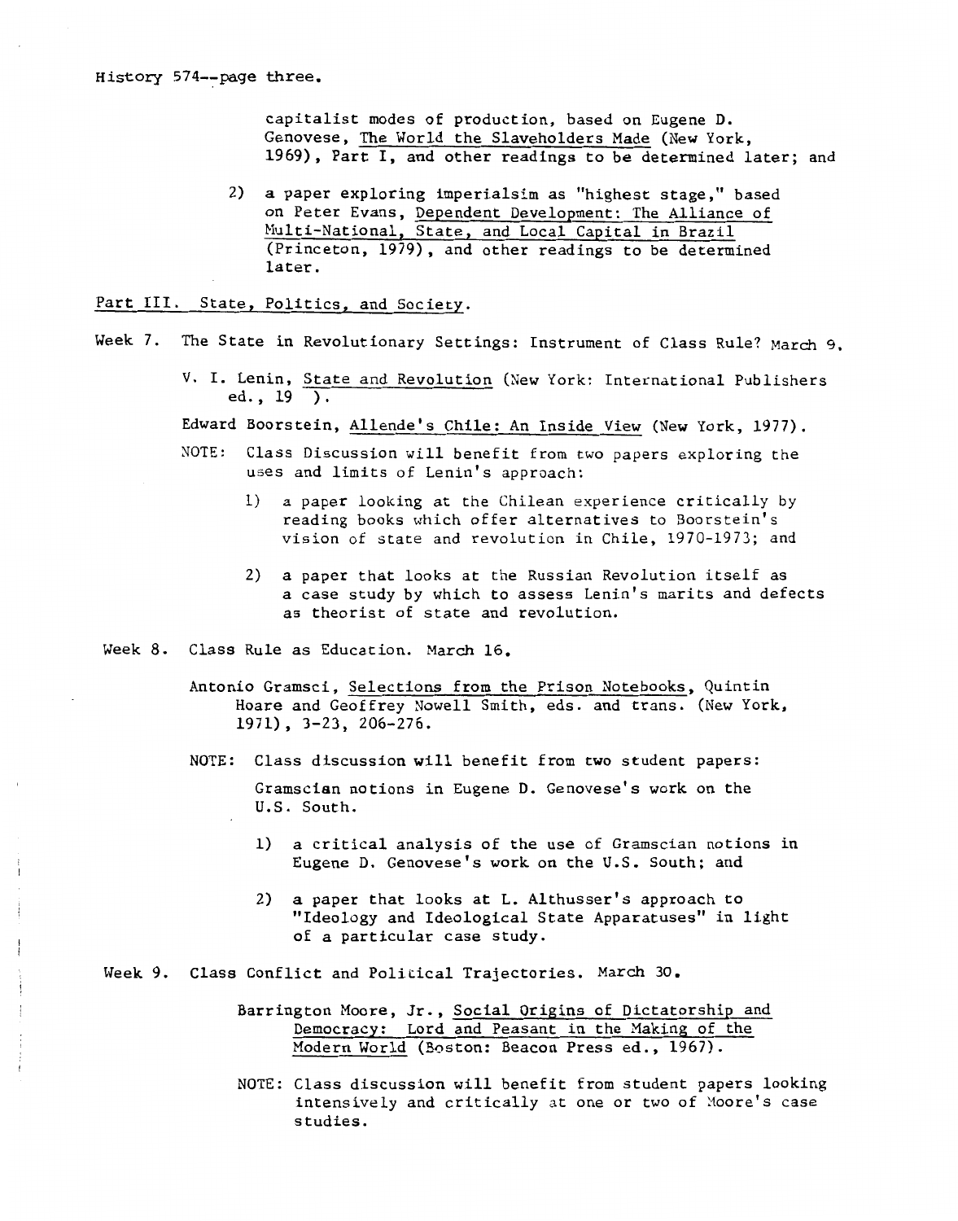capitalist modes of production, based on Eugene D. Genovese, The World the Slaveholders Made (New York, 1969), Part I, and other readings to be determined later; and

2) a paper exploring imperialsim as "highest stage," based on Peter Evans, Dependent Development: The Alliance of Multi-National, State, and Local Capital in Brazil (Princeton, 1979), and other readings to be determined later.

## Part III. State, Politics, and Society.

Week 7. The State in Revolutionary Settings: Instrument of Class Rule? March 9.

V. I. Lenin, State and Revolution (New York: International Publishers ed., 19 ).

Edward Boorstein, Allende's Chile: An Inside View (New York, 1977).

NOTE: Class Discussion will benefit from two papers exploring the uses and limits of Lenin's approach:

1) a paper looking at the Chilean experience critically by reading books which offer alternatives to Boorstein's vision of state and revolution in Chile, 1970-1973; and

2) a paper that looks at the Russian Revolution itself as a case study by which to assess Lenin's marits and defects as theorist of state and revolution.

Week 8. Class Rule as Education. March 16.

Antonio Gramsci, Selections from the Prison Notebooks, Quintin Hoare and Geoffrey Nowell Smith, eds. and trans. (New York, 1971), 3-23, 206-276.

NOTE: Class discussion will benefit from two student papers:

Gramscian notions in Eugene D. Genovese's work on the U.S. South.

1) a critical analysis of the use of Gramscian notions in Eugene D. Genovese's work on the U.S. South; and

2) a paper that looks at L. Althusser's approach to "Ideology and Ideological State Apparatuses" in light of a particular case study.

Week 9. Class Conflict and Political Trajectories. March 30.

Barrington Moore, Jr., Social Origins of Dictatorship and Democracy: Lord and Peasant in the Making of the Modern World (Boston: Beacon Press ed., 1967).

NOTE: Class discussion will benefit from student papers looking intensively and critically at one or two of Moore's case studies.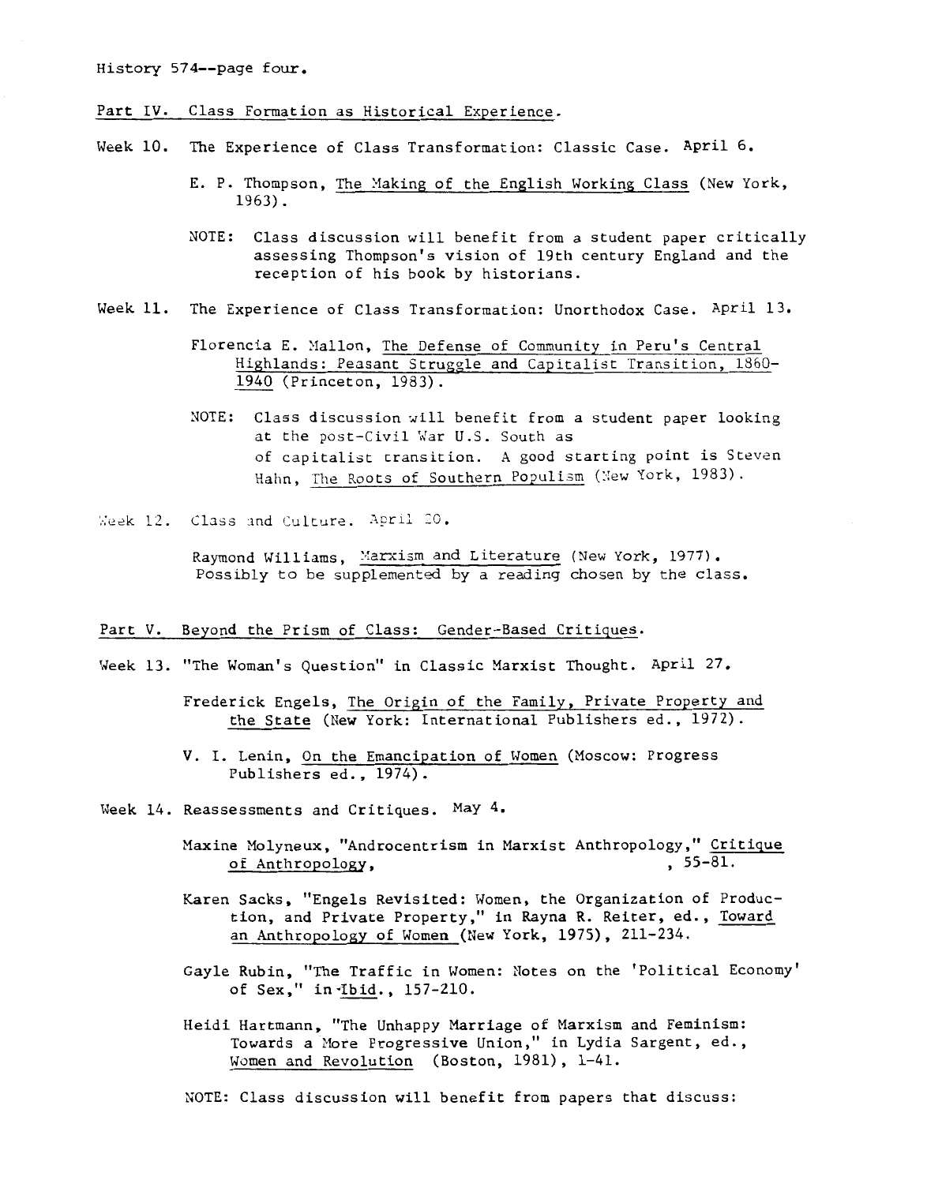Part IV. Class Formation as Historical Experience.

Week 10. The Experience of Class Transformation: Classic Case. April 6.

E. P. Thompson, The Making of the English Working Class (New York, 1963).

NOTE: Class discussion will benefit from a student paper critically assessing Thompson's vision of 19th century England and the reception of his book by historians.

Week 11. The Experience of Class Transformation: Unorthodox Case. April 13.

Florencia E. Mallon, The Defense of Community in Peru's Central Highlands: Peasant Struggle and Capitalist Transition, 1860-1940 (Princeton, 1983).

NOTE: Class discussion will benefit from a student paper looking at the post-Civil War U.S. South as of capitalist transition. A good starting point is Steven Hahn, The Roots of Southern Populism (New York, 1983).

Week 12. Class and Culture. April 20.

Raymond Williams, Marxism and Literature (New York, 1977). Possibly to be supplemented by a reading chosen by the class.

Part V. Beyond the Prism of Class: Gender-Based Critiques.

Week 13. "The Woman's Question" in Classic Marxist Thought. April 27.

Frederick Engels, The Origin of the Family, Private Property and the State (New York: International Publishers ed., 1972).

V. I. Lenin, On the Emancipation of Women (Moscow: Progress Publishers ed., 1974).

Week 14. Reassessments and Critiques. May 4.

Maxine Molyneux, "Androcentrism in Marxist Anthropology," Critique of Anthropology, , 55-81.

Karen Sacks, "Engels Revisited: Women, the Organization of Production, and Private Property," in Rayna R. Reiter, ed., Toward an Anthropology of Women (New York, 1975), 211-234.

Gayle Rubin, "The Traffic in Women: Notes on the 'Political Economy' of Sex," in Ibid., 157-210.

Heidi Hartmann, "The Unhappy Marriage of Marxism and Feminism: Towards a More Progressive Union," in Lydia Sargent, ed., Women and Revolution (Boston, 1981), 1-41.

NOTE: Class discussion will benefit from papers that discuss: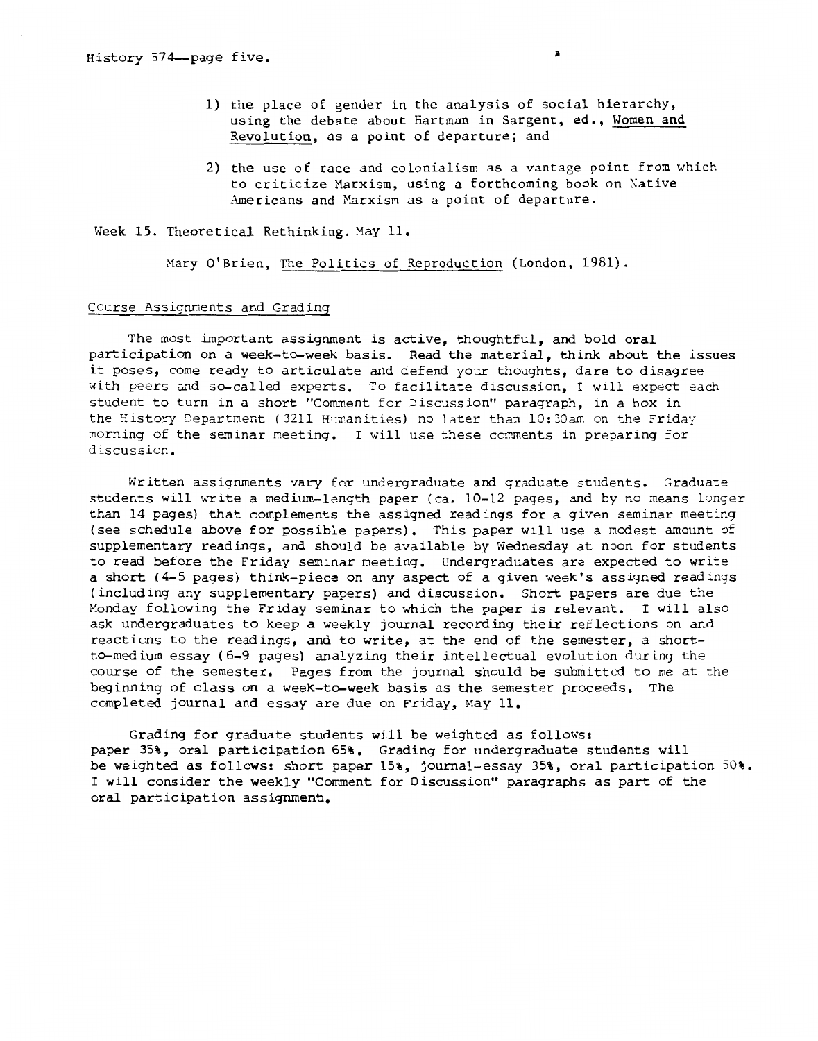1) the place of gender in the analysis of social hierarchy, using the debate about Hartman in Sargent, ed., Women and Revolution, as a point of departure; and

2) the use of race and colonialism as a vantage point from which to criticize Marxism, using a forthcoming book on Native Americans and Marxism as a point of departure.

Week 15. Theoretical Rethinking. May 11.

Mary O'Brien, The Politics of Reproduction (London, 1981).

## Course Assignments and Grading

The most important assignment is active, thoughtful, and bold oral participation on a week-to-week basis. Read the material, think about the issues it poses, come ready to articulate and defend your thoughts, dare to disagree with peers and so-called experts. To facilitate discussion, I will expect each student to turn in a short "Comment for Discussion" paragraph, in a box in the History Department (3211 Humanities) no later than 10:30am on the Friday morning of the seminar meeting. I will use these comments in preparing for discussion.

Written assignments vary for undergraduate and graduate students. Graduate students will write a medium-length paper (ca. 10-12 pages, and by no means longer than 14 pages) that complements the assigned readings for a given seminar meeting (see schedule above for possible papers). This paper will use a modest amount of supplementary readings, and should be available by Wednesday at noon for students to read before the Friday seminar meeting. Undergraduates are expected to write a short (4-5 pages) think-piece on any aspect of a given week's assigned readings (including any supplementary papers) and discussion. Short papers are due the Monday following the Friday seminar to which the paper is relevant. I will also ask undergraduates to keep a weekly journal recording their reflections on and reactions to the readings, and to write, at the end of the semester, a short-to-medium essay (6-9 pages) analyzing their intellectual evolution during the course of the semester. Pages from the journal should be submitted to me at the beginning of class on a week-to-week basis as the semester proceeds. The completed journal and essay are due on Friday, May 11.

Grading for graduate students will be weighted as follows: paper 35%, oral participation 65%. Grading for undergraduate students will be weighted as follows: short paper 15%, journal-essay 35%, oral participation 50%. I will consider the weekly "Comment for Discussion" paragraphs as part of the oral participation assignment.